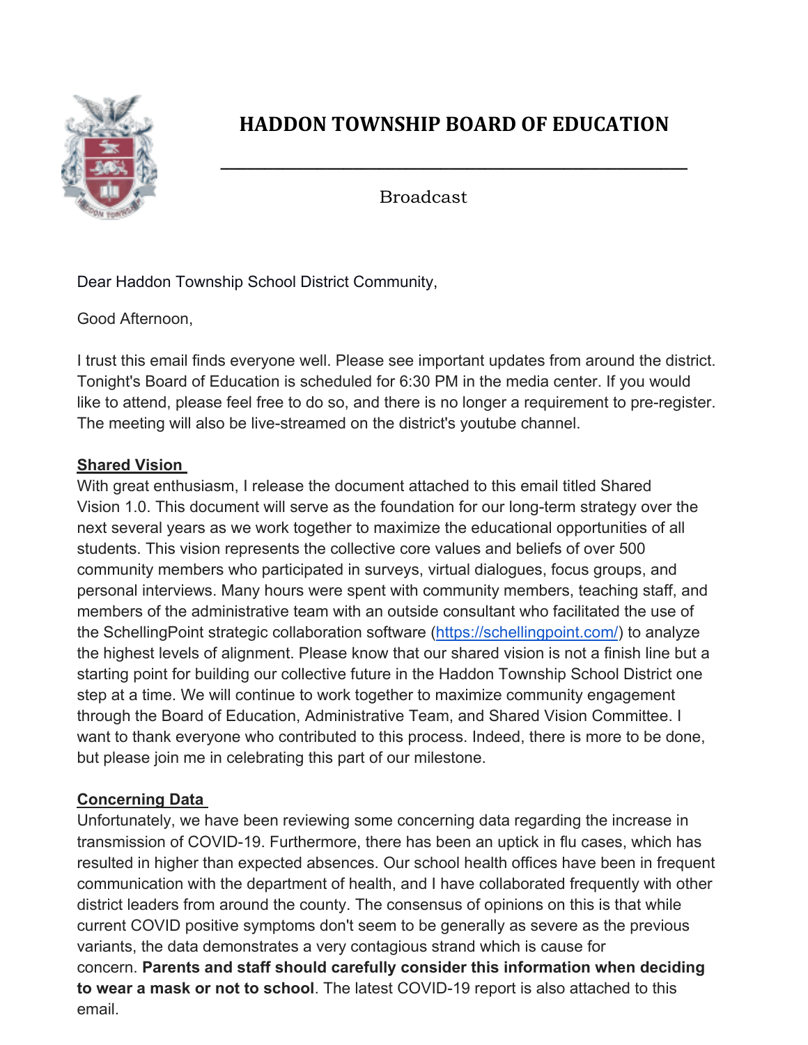# HADDON TOWNSHIP BOARD OF EDUCATION

Broadcast

Dear Haddon Township School District Community,

Good Afternoon,

I trust this email finds everyone well. Please see important updates from around the district. Tonight's Board of Education is scheduled for 6:30 PM in the media center. If you would like to attend, please feel free to do so, and there is no longer a requirement to pre-register. The meeting will also be live-streamed on the district's youtube channel.

**Shared Vision**

With great enthusiasm, I release the document attached to this email titled Shared Vision 1.0. This document will serve as the foundation for our long-term strategy over the next several years as we work together to maximize the educational opportunities of all students. This vision represents the collective core values and beliefs of over 500 community members who participated in surveys, virtual dialogues, focus groups, and personal interviews. Many hours were spent with community members, teaching staff, and members of the administrative team with an outside consultant who facilitated the use of the SchellingPoint strategic collaboration software ([https://schellingpoint.com/](https://schellingpoint.com/)) to analyze the highest levels of alignment. Please know that our shared vision is not a finish line but a starting point for building our collective future in the Haddon Township School District one step at a time. We will continue to work together to maximize community engagement through the Board of Education, Administrative Team, and Shared Vision Committee. I want to thank everyone who contributed to this process. Indeed, there is more to be done, but please join me in celebrating this part of our milestone.

**Concerning Data**

Unfortunately, we have been reviewing some concerning data regarding the increase in transmission of COVID-19. Furthermore, there has been an uptick in flu cases, which has resulted in higher than expected absences. Our school health offices have been in frequent communication with the department of health, and I have collaborated frequently with other district leaders from around the county. The consensus of opinions on this is that while current COVID positive symptoms don't seem to be generally as severe as the previous variants, the data demonstrates a very contagious strand which is cause for concern. **Parents and staff should carefully consider this information when deciding to wear a mask or not to school**. The latest COVID-19 report is also attached to this email.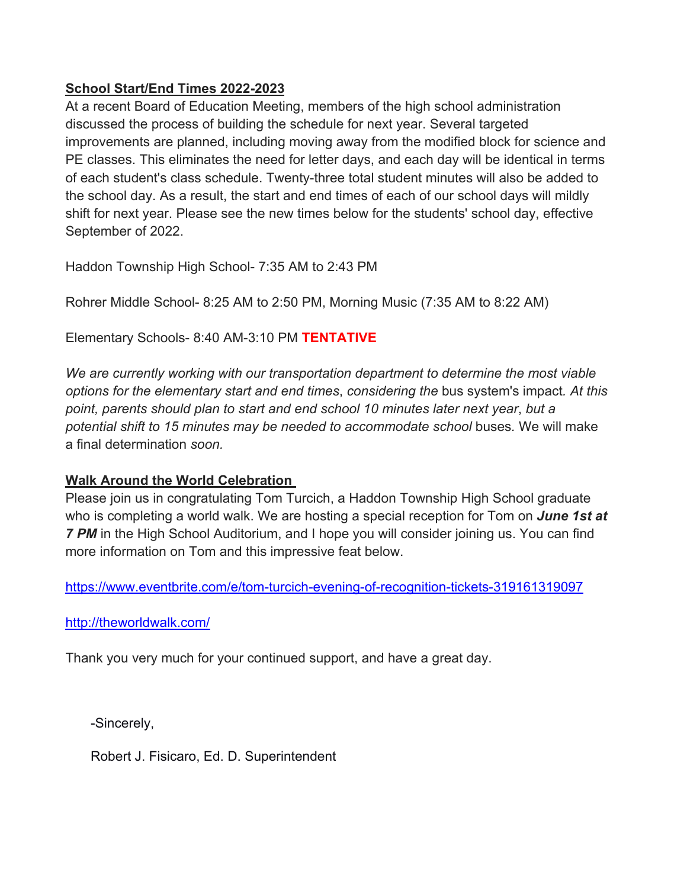**School Start/End Times 2022-2023**

At a recent Board of Education Meeting, members of the high school administration discussed the process of building the schedule for next year. Several targeted improvements are planned, including moving away from the modified block for science and PE classes. This eliminates the need for letter days, and each day will be identical in terms of each student's class schedule. Twenty-three total student minutes will also be added to the school day. As a result, the start and end times of each of our school days will mildly shift for next year. Please see the new times below for the students' school day, effective September of 2022.

Haddon Township High School- 7:35 AM to 2:43 PM

Rohrer Middle School- 8:25 AM to 2:50 PM, Morning Music (7:35 AM to 8:22 AM)

Elementary Schools- 8:40 AM-3:10 PM **TENTATIVE**

*We are currently working with our transportation department to determine the most viable options for the elementary start and end times*, *considering the* bus system's impact*. At this point, parents should plan to start and end school 10 minutes later next year*, *but a potential shift to 15 minutes may be needed to accommodate school* buses*.* We will make a final determination *soon.*

**Walk Around the World Celebration**

Please join us in congratulating Tom Turcich, a Haddon Township High School graduate who is completing a world walk. We are hosting a special reception for Tom on ***June 1st at 7 PM*** in the High School Auditorium, and I hope you will consider joining us. You can find more information on Tom and this impressive feat below.

https://www.eventbrite.com/e/tom-turcich-evening-of-recognition-tickets-319161319097

http://theworldwalk.com/

Thank you very much for your continued support, and have a great day.

-Sincerely,

Robert J. Fisicaro, Ed. D. Superintendent